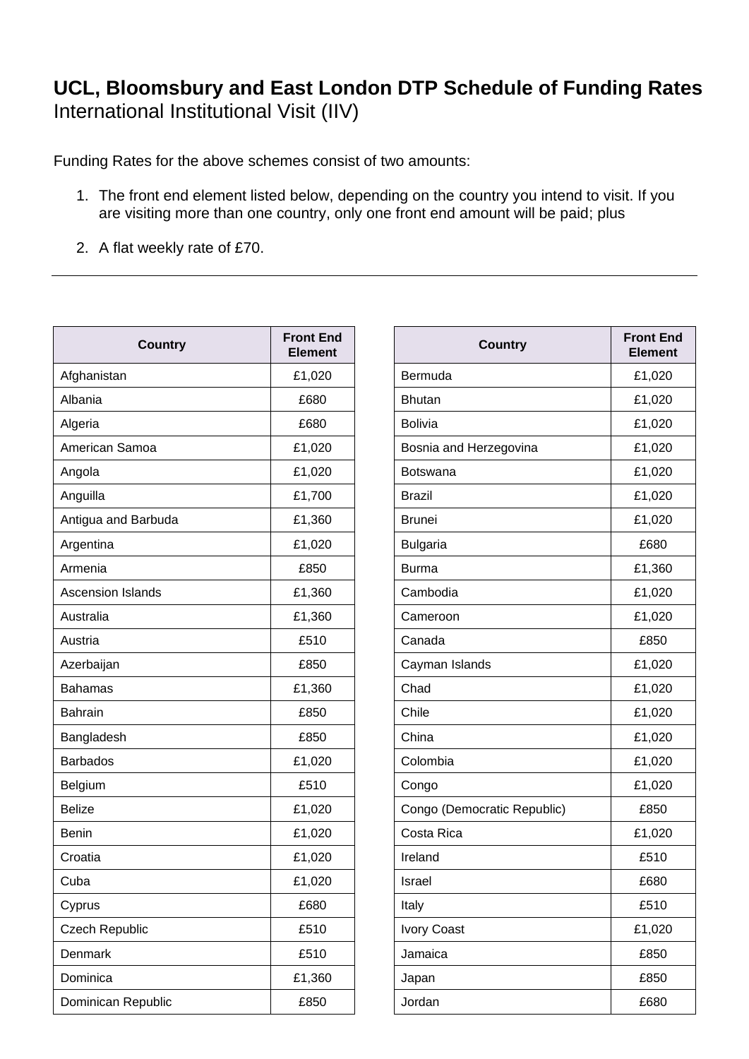# UCL, Bloomsbury and East London DTP Schedule of Funding Rates

International Institutional Visit (IIV)

Funding Rates for the above schemes consist of two amounts:

1. The front end element listed below, depending on the country you intend to visit. If you are visiting more than one country, only one front end amount will be paid; plus

2. A flat weekly rate of £70.

---

| Country | Front End Element |
|---|---|
| Afghanistan | £1,020 |
| Albania | £680 |
| Algeria | £680 |
| American Samoa | £1,020 |
| Angola | £1,020 |
| Anguilla | £1,700 |
| Antigua and Barbuda | £1,360 |
| Argentina | £1,020 |
| Armenia | £850 |
| Ascension Islands | £1,360 |
| Australia | £1,360 |
| Austria | £510 |
| Azerbaijan | £850 |
| Bahamas | £1,360 |
| Bahrain | £850 |
| Bangladesh | £850 |
| Barbados | £1,020 |
| Belgium | £510 |
| Belize | £1,020 |
| Benin | £1,020 |
| Croatia | £1,020 |
| Cuba | £1,020 |
| Cyprus | £680 |
| Czech Republic | £510 |
| Denmark | £510 |
| Dominica | £1,360 |
| Dominican Republic | £850 |

| Country | Front End Element |
|---|---|
| Bermuda | £1,020 |
| Bhutan | £1,020 |
| Bolivia | £1,020 |
| Bosnia and Herzegovina | £1,020 |
| Botswana | £1,020 |
| Brazil | £1,020 |
| Brunei | £1,020 |
| Bulgaria | £680 |
| Burma | £1,360 |
| Cambodia | £1,020 |
| Cameroon | £1,020 |
| Canada | £850 |
| Cayman Islands | £1,020 |
| Chad | £1,020 |
| Chile | £1,020 |
| China | £1,020 |
| Colombia | £1,020 |
| Congo | £1,020 |
| Congo (Democratic Republic) | £850 |
| Costa Rica | £1,020 |
| Ireland | £510 |
| Israel | £680 |
| Italy | £510 |
| Ivory Coast | £1,020 |
| Jamaica | £850 |
| Japan | £850 |
| Jordan | £680 |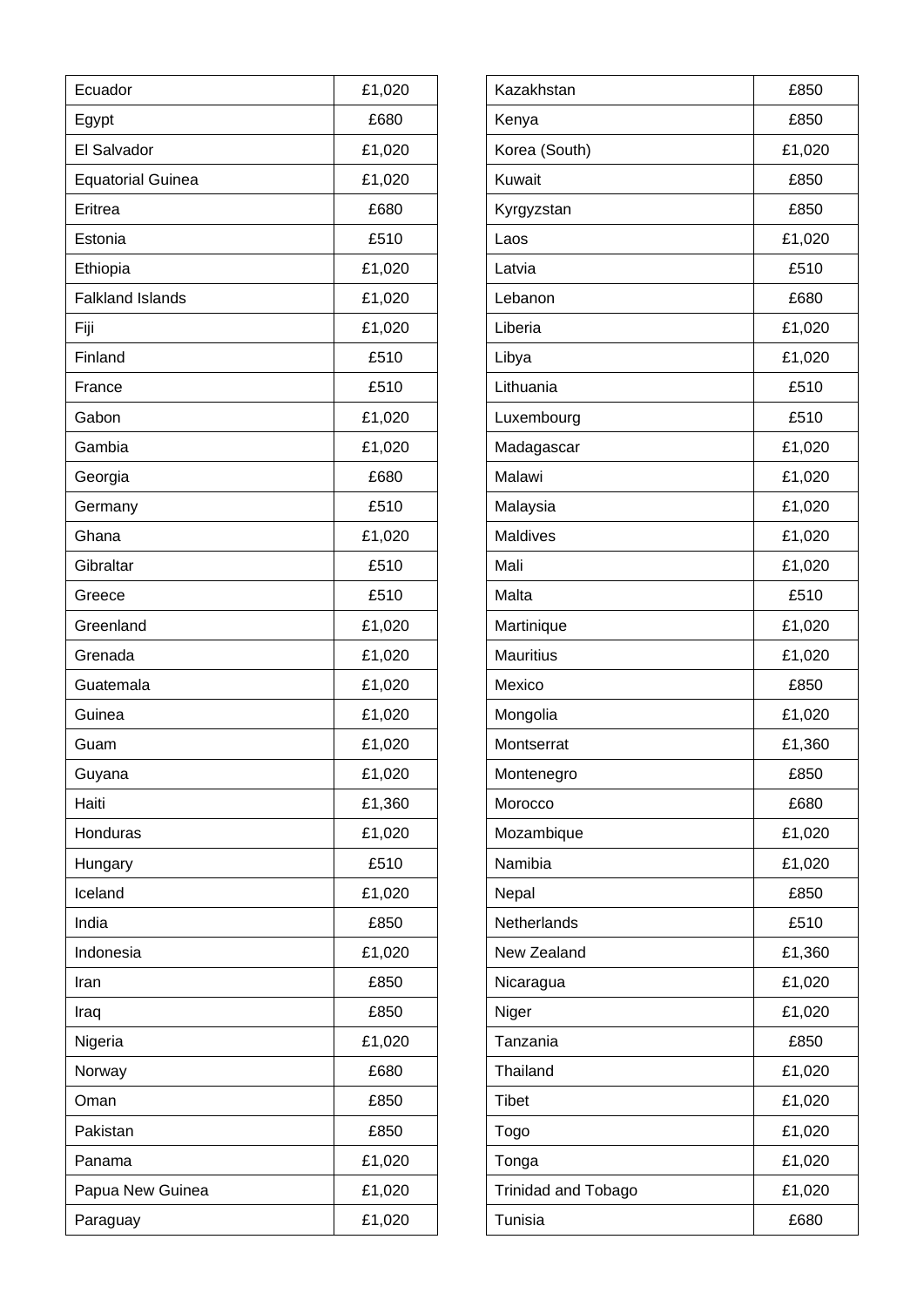| Ecuador | £1,020 |
|---|---|
| Egypt | £680 |
| El Salvador | £1,020 |
| Equatorial Guinea | £1,020 |
| Eritrea | £680 |
| Estonia | £510 |
| Ethiopia | £1,020 |
| Falkland Islands | £1,020 |
| Fiji | £1,020 |
| Finland | £510 |
| France | £510 |
| Gabon | £1,020 |
| Gambia | £1,020 |
| Georgia | £680 |
| Germany | £510 |
| Ghana | £1,020 |
| Gibraltar | £510 |
| Greece | £510 |
| Greenland | £1,020 |
| Grenada | £1,020 |
| Guatemala | £1,020 |
| Guinea | £1,020 |
| Guam | £1,020 |
| Guyana | £1,020 |
| Haiti | £1,360 |
| Honduras | £1,020 |
| Hungary | £510 |
| Iceland | £1,020 |
| India | £850 |
| Indonesia | £1,020 |
| Iran | £850 |
| Iraq | £850 |
| Nigeria | £1,020 |
| Norway | £680 |
| Oman | £850 |
| Pakistan | £850 |
| Panama | £1,020 |
| Papua New Guinea | £1,020 |
| Paraguay | £1,020 |

| Kazakhstan | £850 |
|---|---|
| Kenya | £850 |
| Korea (South) | £1,020 |
| Kuwait | £850 |
| Kyrgyzstan | £850 |
| Laos | £1,020 |
| Latvia | £510 |
| Lebanon | £680 |
| Liberia | £1,020 |
| Libya | £1,020 |
| Lithuania | £510 |
| Luxembourg | £510 |
| Madagascar | £1,020 |
| Malawi | £1,020 |
| Malaysia | £1,020 |
| Maldives | £1,020 |
| Mali | £1,020 |
| Malta | £510 |
| Martinique | £1,020 |
| Mauritius | £1,020 |
| Mexico | £850 |
| Mongolia | £1,020 |
| Montserrat | £1,360 |
| Montenegro | £850 |
| Morocco | £680 |
| Mozambique | £1,020 |
| Namibia | £1,020 |
| Nepal | £850 |
| Netherlands | £510 |
| New Zealand | £1,360 |
| Nicaragua | £1,020 |
| Niger | £1,020 |
| Tanzania | £850 |
| Thailand | £1,020 |
| Tibet | £1,020 |
| Togo | £1,020 |
| Tonga | £1,020 |
| Trinidad and Tobago | £1,020 |
| Tunisia | £680 |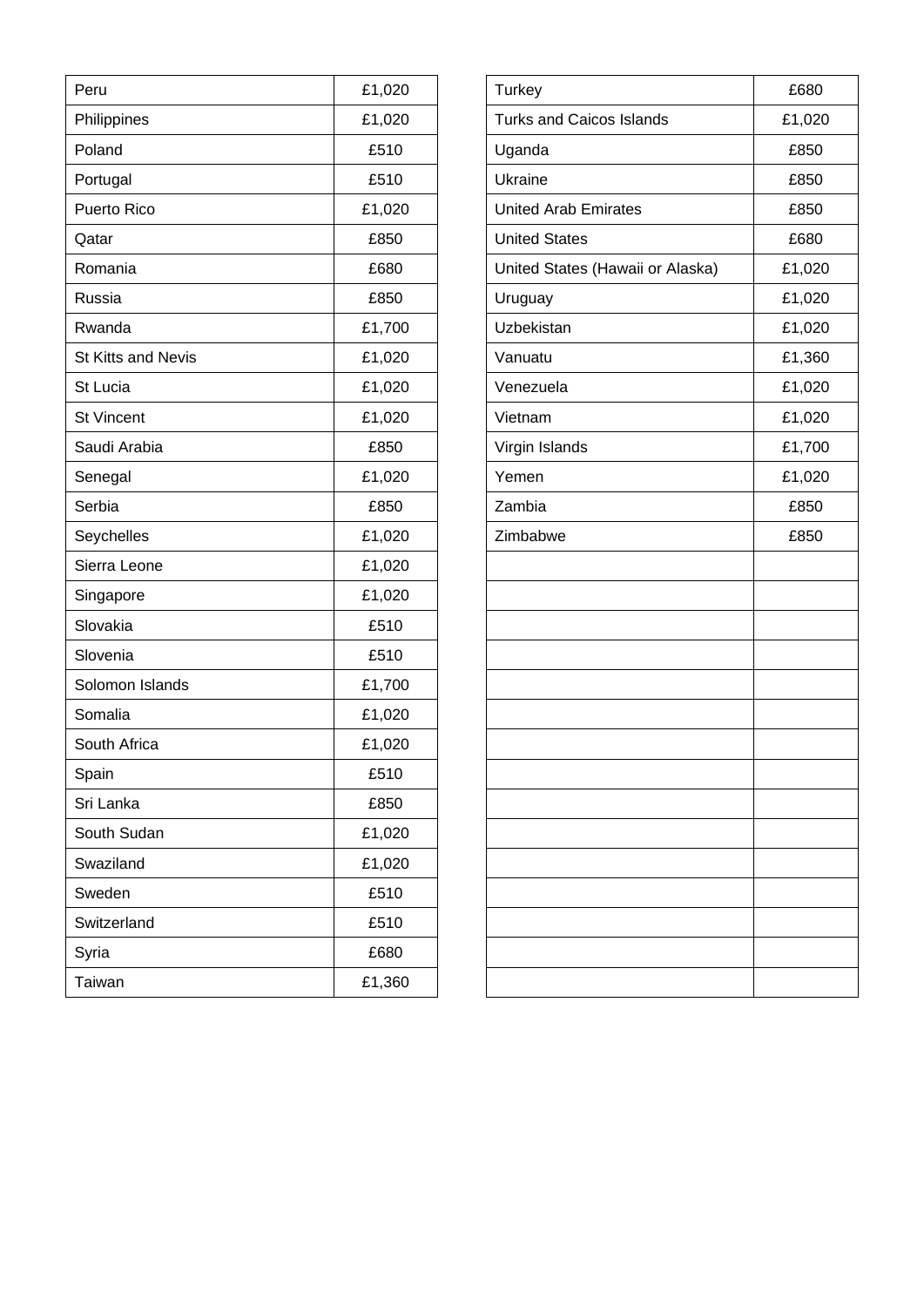| | |
|---|---|
| Peru | £1,020 |
| Philippines | £1,020 |
| Poland | £510 |
| Portugal | £510 |
| Puerto Rico | £1,020 |
| Qatar | £850 |
| Romania | £680 |
| Russia | £850 |
| Rwanda | £1,700 |
| St Kitts and Nevis | £1,020 |
| St Lucia | £1,020 |
| St Vincent | £1,020 |
| Saudi Arabia | £850 |
| Senegal | £1,020 |
| Serbia | £850 |
| Seychelles | £1,020 |
| Sierra Leone | £1,020 |
| Singapore | £1,020 |
| Slovakia | £510 |
| Slovenia | £510 |
| Solomon Islands | £1,700 |
| Somalia | £1,020 |
| South Africa | £1,020 |
| Spain | £510 |
| Sri Lanka | £850 |
| South Sudan | £1,020 |
| Swaziland | £1,020 |
| Sweden | £510 |
| Switzerland | £510 |
| Syria | £680 |
| Taiwan | £1,360 |

| | |
|---|---|
| Turkey | £680 |
| Turks and Caicos Islands | £1,020 |
| Uganda | £850 |
| Ukraine | £850 |
| United Arab Emirates | £850 |
| United States | £680 |
| United States (Hawaii or Alaska) | £1,020 |
| Uruguay | £1,020 |
| Uzbekistan | £1,020 |
| Vanuatu | £1,360 |
| Venezuela | £1,020 |
| Vietnam | £1,020 |
| Virgin Islands | £1,700 |
| Yemen | £1,020 |
| Zambia | £850 |
| Zimbabwe | £850 |